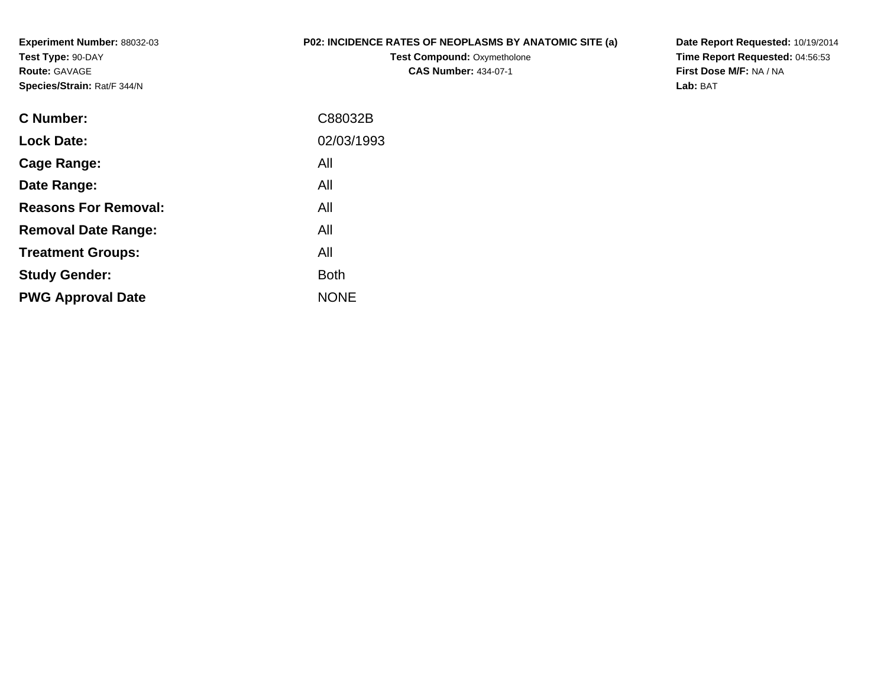**Experiment Number:** 88032-03
**Test Type:** 90-DAY
**Route:** GAVAGE
**Species/Strain:** Rat/F 344/N

**P02: INCIDENCE RATES OF NEOPLASMS BY ANATOMIC SITE (a)**
**Test Compound:** Oxymetholone
**CAS Number:** 434-07-1

**Date Report Requested:** 10/19/2014
**Time Report Requested:** 04:56:53
**First Dose M/F:** NA / NA
**Lab:** BAT

| | |
|---|---|
| **C Number:** | C88032B |
| **Lock Date:** | 02/03/1993 |
| **Cage Range:** | All |
| **Date Range:** | All |
| **Reasons For Removal:** | All |
| **Removal Date Range:** | All |
| **Treatment Groups:** | All |
| **Study Gender:** | Both |
| **PWG Approval Date** | NONE |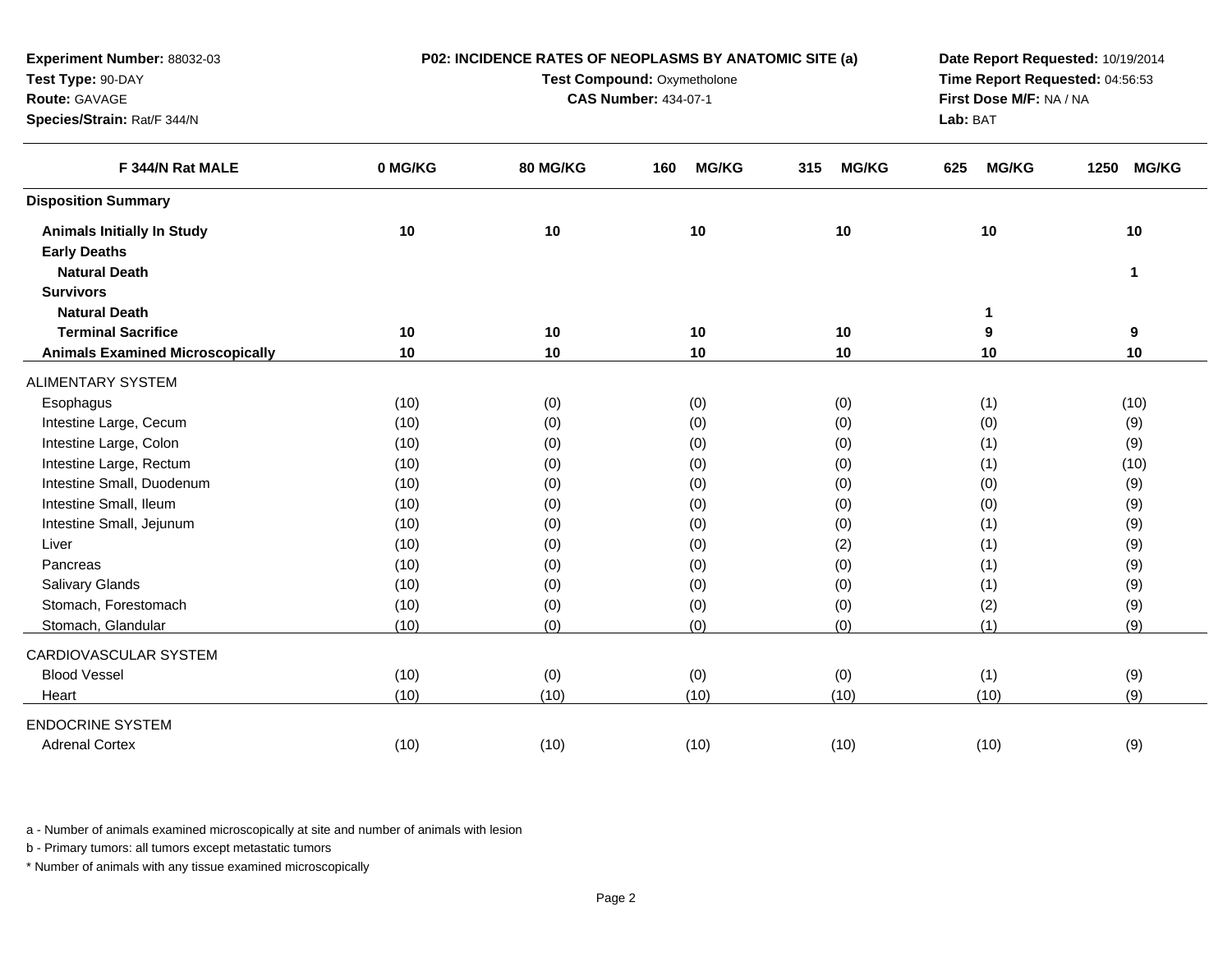**Experiment Number:** 88032-03
**Test Type:** 90-DAY
**Route:** GAVAGE
**Species/Strain:** Rat/F 344/N

**P02: INCIDENCE RATES OF NEOPLASMS BY ANATOMIC SITE (a)**
**Test Compound:** Oxymetholone
**CAS Number:** 434-07-1

**Date Report Requested:** 10/19/2014
**Time Report Requested:** 04:56:53
**First Dose M/F:** NA / NA
**Lab:** BAT

| F 344/N Rat MALE | 0 MG/KG | 80 MG/KG | 160 MG/KG | 315 MG/KG | 625 MG/KG | 1250 MG/KG |
|---|---|---|---|---|---|---|
| **Disposition Summary** | | | | | | |
| **Animals Initially In Study** | **10** | **10** | **10** | **10** | **10** | **10** |
| **Early Deaths** | | | | | | |
| **Natural Death** | | | | | | **1** |
| **Survivors** | | | | | | |
| **Natural Death** | | | | | **1** | |
| **Terminal Sacrifice** | **10** | **10** | **10** | **10** | **9** | **9** |
| **Animals Examined Microscopically** | **10** | **10** | **10** | **10** | **10** | **10** |
| ALIMENTARY SYSTEM | | | | | | |
| Esophagus | (10) | (0) | (0) | (0) | (1) | (10) |
| Intestine Large, Cecum | (10) | (0) | (0) | (0) | (0) | (9) |
| Intestine Large, Colon | (10) | (0) | (0) | (0) | (1) | (9) |
| Intestine Large, Rectum | (10) | (0) | (0) | (0) | (1) | (10) |
| Intestine Small, Duodenum | (10) | (0) | (0) | (0) | (0) | (9) |
| Intestine Small, Ileum | (10) | (0) | (0) | (0) | (0) | (9) |
| Intestine Small, Jejunum | (10) | (0) | (0) | (0) | (1) | (9) |
| Liver | (10) | (0) | (0) | (2) | (1) | (9) |
| Pancreas | (10) | (0) | (0) | (0) | (1) | (9) |
| Salivary Glands | (10) | (0) | (0) | (0) | (1) | (9) |
| Stomach, Forestomach | (10) | (0) | (0) | (0) | (2) | (9) |
| Stomach, Glandular | (10) | (0) | (0) | (0) | (1) | (9) |
| CARDIOVASCULAR SYSTEM | | | | | | |
| Blood Vessel | (10) | (0) | (0) | (0) | (1) | (9) |
| Heart | (10) | (10) | (10) | (10) | (10) | (9) |
| ENDOCRINE SYSTEM | | | | | | |
| Adrenal Cortex | (10) | (10) | (10) | (10) | (10) | (9) |

a - Number of animals examined microscopically at site and number of animals with lesion

b - Primary tumors: all tumors except metastatic tumors

* Number of animals with any tissue examined microscopically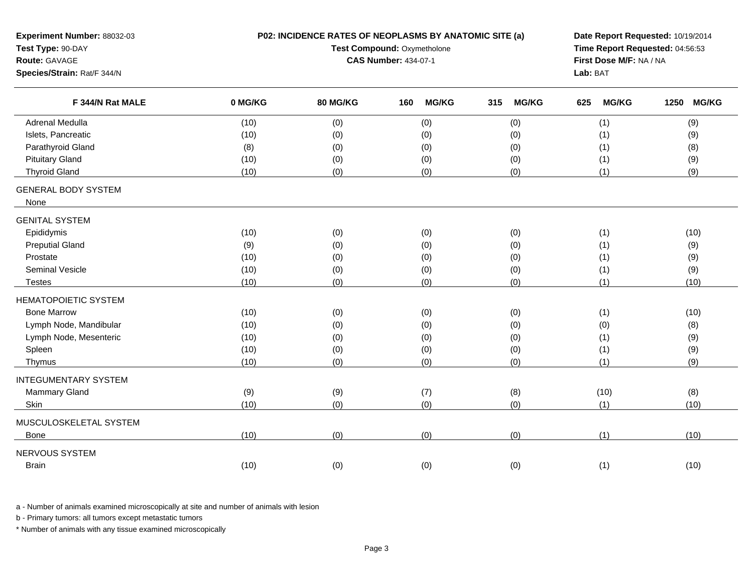**Experiment Number:** 88032-03
**Test Type:** 90-DAY
**Route:** GAVAGE
**Species/Strain:** Rat/F 344/N

**P02: INCIDENCE RATES OF NEOPLASMS BY ANATOMIC SITE (a)**
**Test Compound:** Oxymetholone
**CAS Number:** 434-07-1

**Date Report Requested:** 10/19/2014
**Time Report Requested:** 04:56:53
**First Dose M/F:** NA / NA
**Lab:** BAT

| F 344/N Rat MALE | 0 MG/KG | 80 MG/KG | 160 MG/KG | 315 MG/KG | 625 MG/KG | 1250 MG/KG |
|---|---|---|---|---|---|---|
| Adrenal Medulla | (10) | (0) | (0) | (0) | (1) | (9) |
| Islets, Pancreatic | (10) | (0) | (0) | (0) | (1) | (9) |
| Parathyroid Gland | (8) | (0) | (0) | (0) | (1) | (8) |
| Pituitary Gland | (10) | (0) | (0) | (0) | (1) | (9) |
| Thyroid Gland | (10) | (0) | (0) | (0) | (1) | (9) |
| GENERAL BODY SYSTEM | | | | | | |
| None | | | | | | |
| GENITAL SYSTEM | | | | | | |
| Epididymis | (10) | (0) | (0) | (0) | (1) | (10) |
| Preputial Gland | (9) | (0) | (0) | (0) | (1) | (9) |
| Prostate | (10) | (0) | (0) | (0) | (1) | (9) |
| Seminal Vesicle | (10) | (0) | (0) | (0) | (1) | (9) |
| Testes | (10) | (0) | (0) | (0) | (1) | (10) |
| HEMATOPOIETIC SYSTEM | | | | | | |
| Bone Marrow | (10) | (0) | (0) | (0) | (1) | (10) |
| Lymph Node, Mandibular | (10) | (0) | (0) | (0) | (0) | (8) |
| Lymph Node, Mesenteric | (10) | (0) | (0) | (0) | (1) | (9) |
| Spleen | (10) | (0) | (0) | (0) | (1) | (9) |
| Thymus | (10) | (0) | (0) | (0) | (1) | (9) |
| INTEGUMENTARY SYSTEM | | | | | | |
| Mammary Gland | (9) | (9) | (7) | (8) | (10) | (8) |
| Skin | (10) | (0) | (0) | (0) | (1) | (10) |
| MUSCULOSKELETAL SYSTEM | | | | | | |
| Bone | (10) | (0) | (0) | (0) | (1) | (10) |
| NERVOUS SYSTEM | | | | | | |
| Brain | (10) | (0) | (0) | (0) | (1) | (10) |

a - Number of animals examined microscopically at site and number of animals with lesion

b - Primary tumors: all tumors except metastatic tumors

* Number of animals with any tissue examined microscopically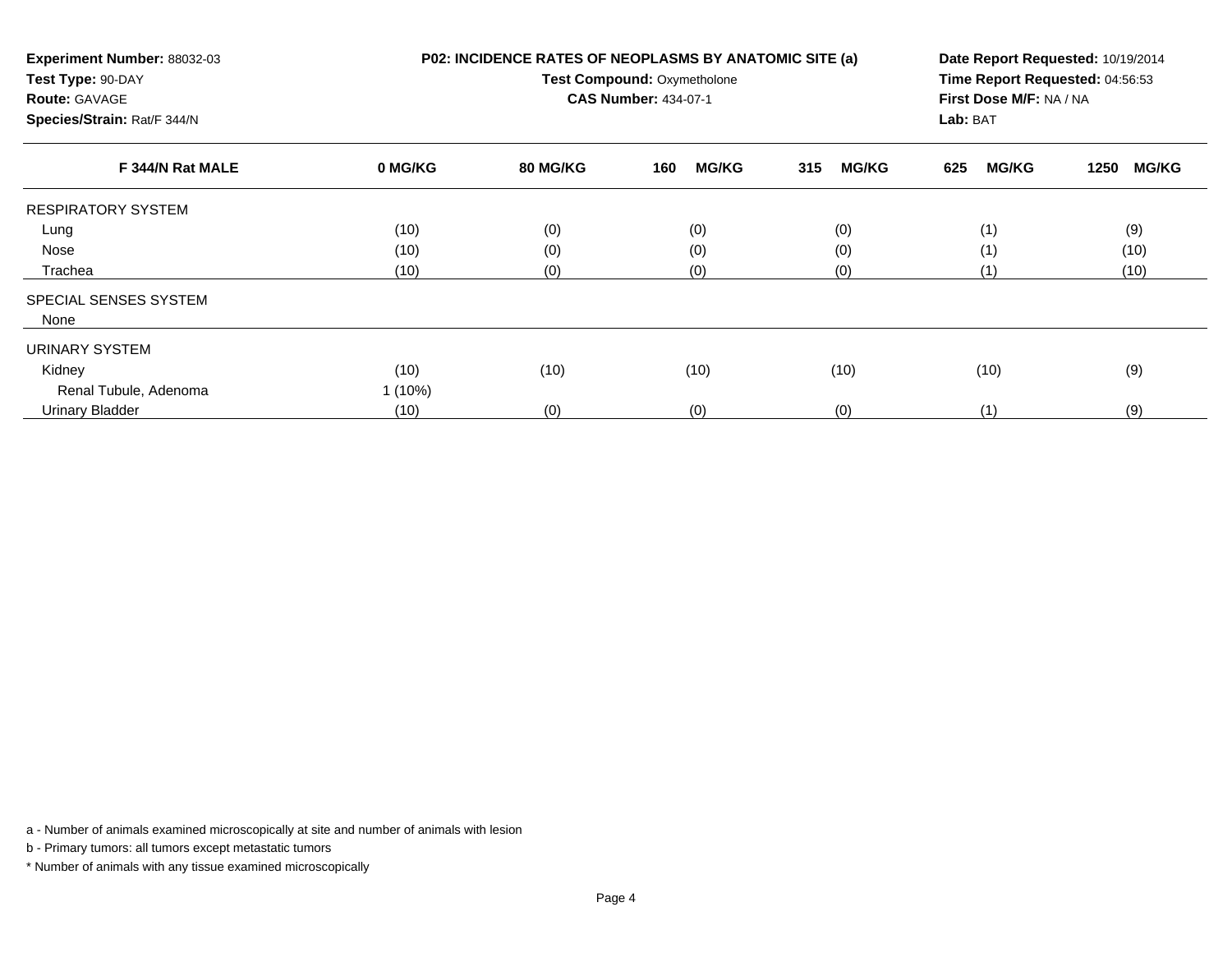**Experiment Number:** 88032-03
**Test Type:** 90-DAY
**Route:** GAVAGE
**Species/Strain:** Rat/F 344/N

**P02: INCIDENCE RATES OF NEOPLASMS BY ANATOMIC SITE (a)**
**Test Compound:** Oxymetholone
**CAS Number:** 434-07-1

**Date Report Requested:** 10/19/2014
**Time Report Requested:** 04:56:53
**First Dose M/F:** NA / NA
**Lab:** BAT

| F 344/N Rat MALE | 0 MG/KG | 80 MG/KG | 160 MG/KG | 315 MG/KG | 625 MG/KG | 1250 MG/KG |
|---|---|---|---|---|---|---|
| RESPIRATORY SYSTEM | | | | | | |
| Lung | (10) | (0) | (0) | (0) | (1) | (9) |
| Nose | (10) | (0) | (0) | (0) | (1) | (10) |
| Trachea | (10) | (0) | (0) | (0) | (1) | (10) |
| SPECIAL SENSES SYSTEM | | | | | | |
| None | | | | | | |
| URINARY SYSTEM | | | | | | |
| Kidney | (10) | (10) | (10) | (10) | (10) | (9) |
| Renal Tubule, Adenoma | 1 (10%) | | | | | |
| Urinary Bladder | (10) | (0) | (0) | (0) | (1) | (9) |

a - Number of animals examined microscopically at site and number of animals with lesion

b - Primary tumors: all tumors except metastatic tumors

* Number of animals with any tissue examined microscopically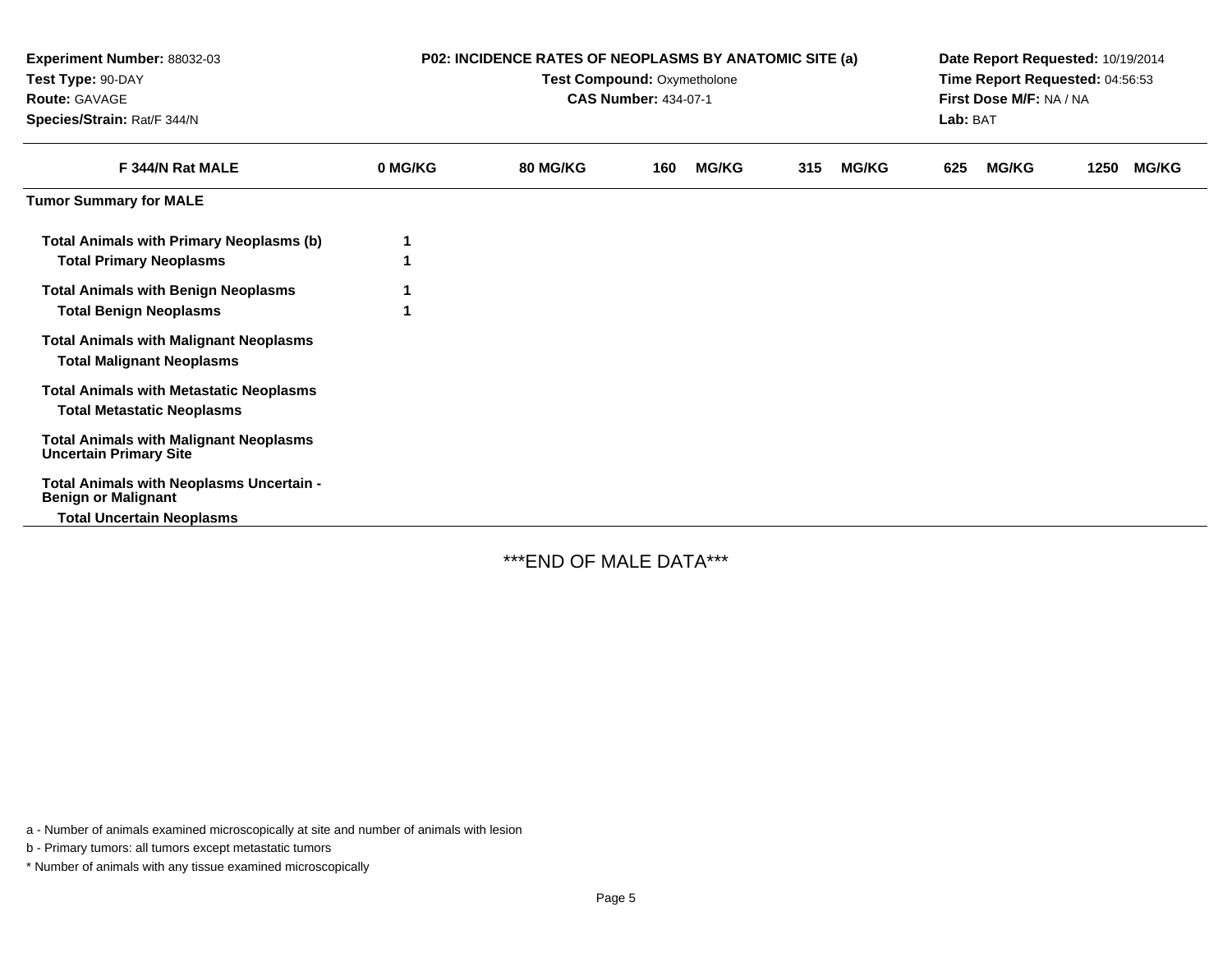**Experiment Number:** 88032-03
**Test Type:** 90-DAY
**Route:** GAVAGE
**Species/Strain:** Rat/F 344/N

**P02: INCIDENCE RATES OF NEOPLASMS BY ANATOMIC SITE (a)**
**Test Compound:** Oxymetholone
**CAS Number:** 434-07-1

**Date Report Requested:** 10/19/2014
**Time Report Requested:** 04:56:53
**First Dose M/F:** NA / NA
**Lab:** BAT

| F 344/N Rat MALE | 0 MG/KG | 80 MG/KG | 160 MG/KG | 315 MG/KG | 625 MG/KG | 1250 MG/KG |
|---|---|---|---|---|---|---|
| **Tumor Summary for MALE** | | | | | | |
| **Total Animals with Primary Neoplasms (b)** | 1 | | | | | |
| **Total Primary Neoplasms** | 1 | | | | | |
| **Total Animals with Benign Neoplasms** | 1 | | | | | |
| **Total Benign Neoplasms** | 1 | | | | | |
| **Total Animals with Malignant Neoplasms** | | | | | | |
| **Total Malignant Neoplasms** | | | | | | |
| **Total Animals with Metastatic Neoplasms** | | | | | | |
| **Total Metastatic Neoplasms** | | | | | | |
| **Total Animals with Malignant Neoplasms Uncertain Primary Site** | | | | | | |
| **Total Animals with Neoplasms Uncertain - Benign or Malignant** | | | | | | |
| **Total Uncertain Neoplasms** | | | | | | |

***END OF MALE DATA***

a - Number of animals examined microscopically at site and number of animals with lesion

b - Primary tumors: all tumors except metastatic tumors

* Number of animals with any tissue examined microscopically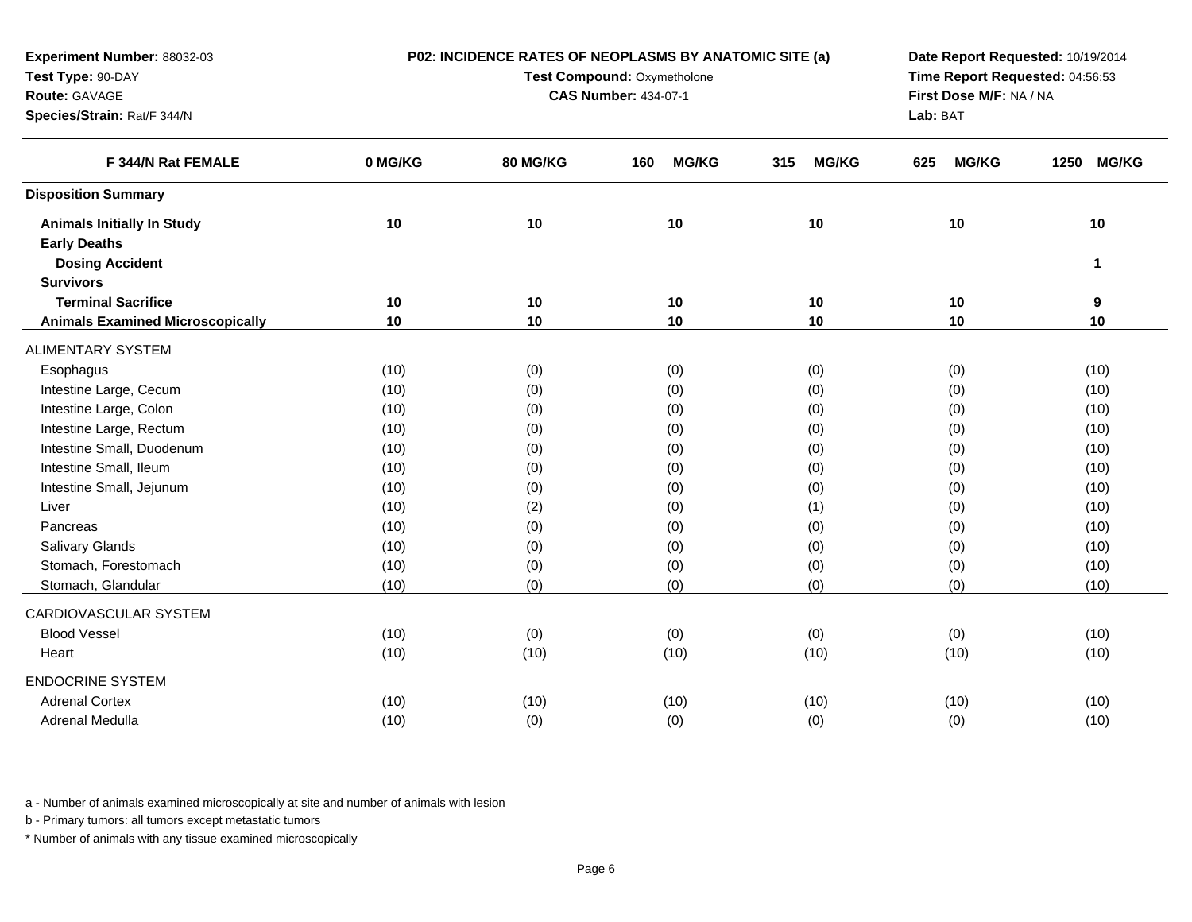**Experiment Number:** 88032-03
**Test Type:** 90-DAY
**Route:** GAVAGE
**Species/Strain:** Rat/F 344/N

**P02: INCIDENCE RATES OF NEOPLASMS BY ANATOMIC SITE (a)**
**Test Compound:** Oxymetholone
**CAS Number:** 434-07-1

**Date Report Requested:** 10/19/2014
**Time Report Requested:** 04:56:53
**First Dose M/F:** NA / NA
**Lab:** BAT

| F 344/N Rat FEMALE | 0 MG/KG | 80 MG/KG | 160 MG/KG | 315 MG/KG | 625 MG/KG | 1250 MG/KG |
|---|---|---|---|---|---|---|
| **Disposition Summary** | | | | | | |
| **Animals Initially In Study** | **10** | **10** | **10** | **10** | **10** | **10** |
| **Early Deaths** | | | | | | |
| **Dosing Accident** | | | | | | **1** |
| **Survivors** | | | | | | |
| **Terminal Sacrifice** | **10** | **10** | **10** | **10** | **10** | **9** |
| **Animals Examined Microscopically** | **10** | **10** | **10** | **10** | **10** | **10** |
| ALIMENTARY SYSTEM | | | | | | |
| Esophagus | (10) | (0) | (0) | (0) | (0) | (10) |
| Intestine Large, Cecum | (10) | (0) | (0) | (0) | (0) | (10) |
| Intestine Large, Colon | (10) | (0) | (0) | (0) | (0) | (10) |
| Intestine Large, Rectum | (10) | (0) | (0) | (0) | (0) | (10) |
| Intestine Small, Duodenum | (10) | (0) | (0) | (0) | (0) | (10) |
| Intestine Small, Ileum | (10) | (0) | (0) | (0) | (0) | (10) |
| Intestine Small, Jejunum | (10) | (0) | (0) | (0) | (0) | (10) |
| Liver | (10) | (2) | (0) | (1) | (0) | (10) |
| Pancreas | (10) | (0) | (0) | (0) | (0) | (10) |
| Salivary Glands | (10) | (0) | (0) | (0) | (0) | (10) |
| Stomach, Forestomach | (10) | (0) | (0) | (0) | (0) | (10) |
| Stomach, Glandular | (10) | (0) | (0) | (0) | (0) | (10) |
| CARDIOVASCULAR SYSTEM | | | | | | |
| Blood Vessel | (10) | (0) | (0) | (0) | (0) | (10) |
| Heart | (10) | (10) | (10) | (10) | (10) | (10) |
| ENDOCRINE SYSTEM | | | | | | |
| Adrenal Cortex | (10) | (10) | (10) | (10) | (10) | (10) |
| Adrenal Medulla | (10) | (0) | (0) | (0) | (0) | (10) |

a - Number of animals examined microscopically at site and number of animals with lesion

b - Primary tumors: all tumors except metastatic tumors

* Number of animals with any tissue examined microscopically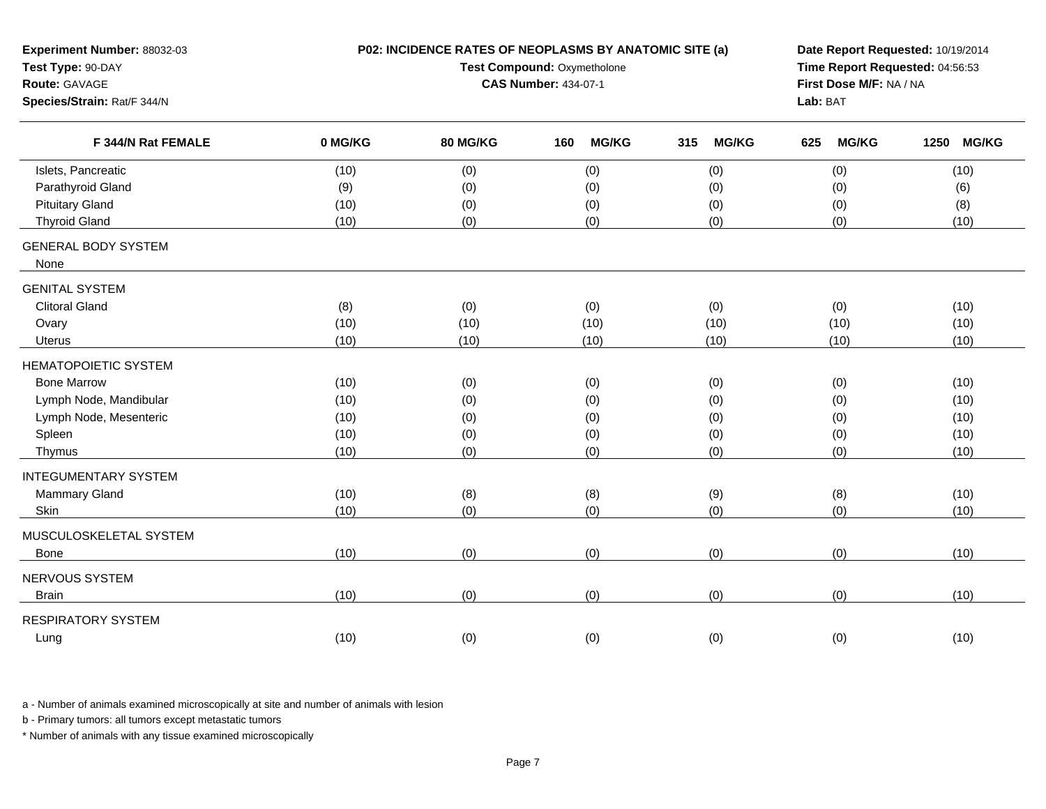**Experiment Number:** 88032-03
**Test Type:** 90-DAY
**Route:** GAVAGE
**Species/Strain:** Rat/F 344/N

**P02: INCIDENCE RATES OF NEOPLASMS BY ANATOMIC SITE (a)**
**Test Compound:** Oxymetholone
**CAS Number:** 434-07-1

**Date Report Requested:** 10/19/2014
**Time Report Requested:** 04:56:53
**First Dose M/F:** NA / NA
**Lab:** BAT

| F 344/N Rat FEMALE | 0 MG/KG | 80 MG/KG | 160 MG/KG | 315 MG/KG | 625 MG/KG | 1250 MG/KG |
|---|---|---|---|---|---|---|
| Islets, Pancreatic | (10) | (0) | (0) | (0) | (0) | (10) |
| Parathyroid Gland | (9) | (0) | (0) | (0) | (0) | (6) |
| Pituitary Gland | (10) | (0) | (0) | (0) | (0) | (8) |
| Thyroid Gland | (10) | (0) | (0) | (0) | (0) | (10) |
| GENERAL BODY SYSTEM | | | | | | |
| None | | | | | | |
| GENITAL SYSTEM | | | | | | |
| Clitoral Gland | (8) | (0) | (0) | (0) | (0) | (10) |
| Ovary | (10) | (10) | (10) | (10) | (10) | (10) |
| Uterus | (10) | (10) | (10) | (10) | (10) | (10) |
| HEMATOPOIETIC SYSTEM | | | | | | |
| Bone Marrow | (10) | (0) | (0) | (0) | (0) | (10) |
| Lymph Node, Mandibular | (10) | (0) | (0) | (0) | (0) | (10) |
| Lymph Node, Mesenteric | (10) | (0) | (0) | (0) | (0) | (10) |
| Spleen | (10) | (0) | (0) | (0) | (0) | (10) |
| Thymus | (10) | (0) | (0) | (0) | (0) | (10) |
| INTEGUMENTARY SYSTEM | | | | | | |
| Mammary Gland | (10) | (8) | (8) | (9) | (8) | (10) |
| Skin | (10) | (0) | (0) | (0) | (0) | (10) |
| MUSCULOSKELETAL SYSTEM | | | | | | |
| Bone | (10) | (0) | (0) | (0) | (0) | (10) |
| NERVOUS SYSTEM | | | | | | |
| Brain | (10) | (0) | (0) | (0) | (0) | (10) |
| RESPIRATORY SYSTEM | | | | | | |
| Lung | (10) | (0) | (0) | (0) | (0) | (10) |

a - Number of animals examined microscopically at site and number of animals with lesion

b - Primary tumors: all tumors except metastatic tumors

* Number of animals with any tissue examined microscopically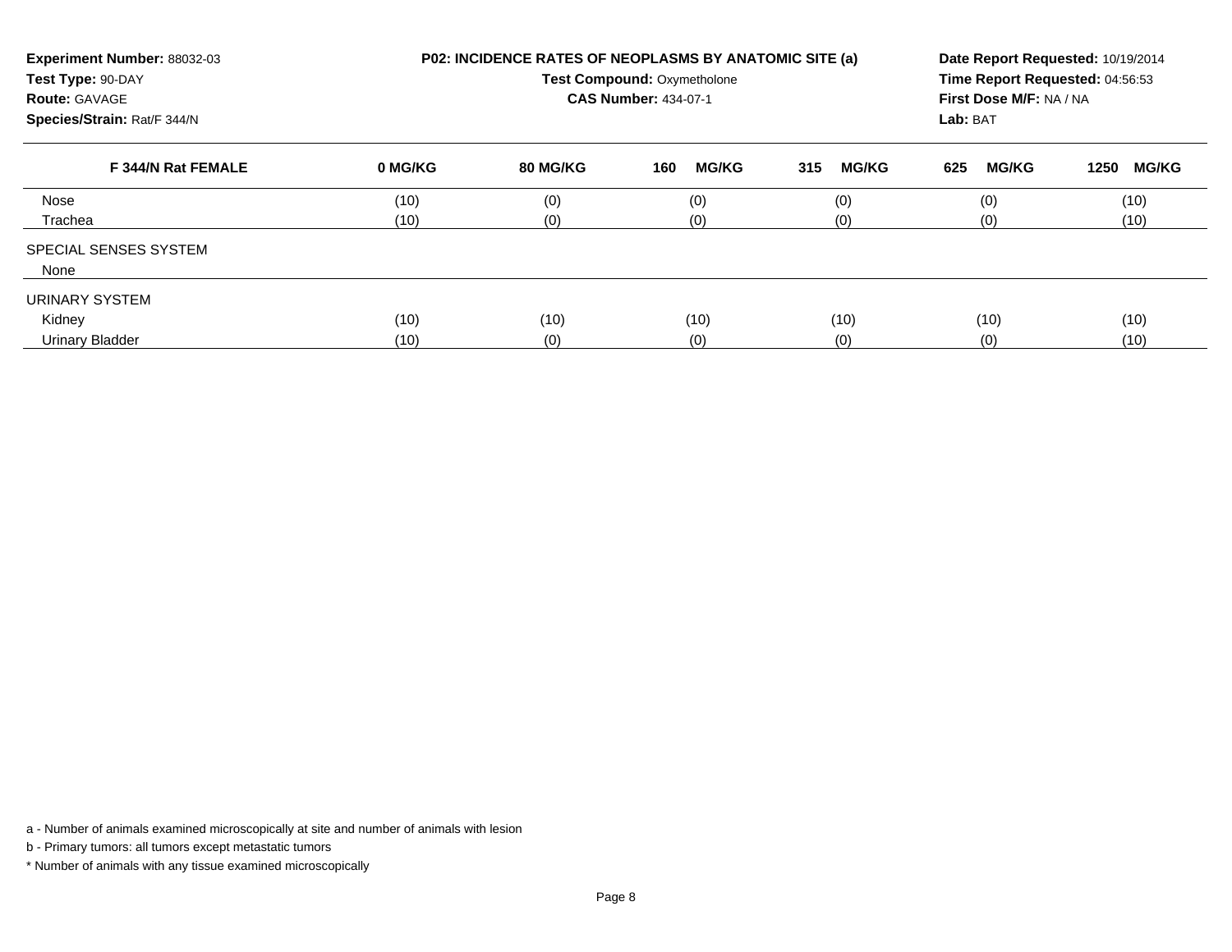**Experiment Number:** 88032-03
**Test Type:** 90-DAY
**Route:** GAVAGE
**Species/Strain:** Rat/F 344/N

**P02: INCIDENCE RATES OF NEOPLASMS BY ANATOMIC SITE (a)**
**Test Compound:** Oxymetholone
**CAS Number:** 434-07-1

**Date Report Requested:** 10/19/2014
**Time Report Requested:** 04:56:53
**First Dose M/F:** NA / NA
**Lab:** BAT

| F 344/N Rat FEMALE | 0 MG/KG | 80 MG/KG | 160 MG/KG | 315 MG/KG | 625 MG/KG | 1250 MG/KG |
|---|---|---|---|---|---|---|
| Nose | (10) | (0) | (0) | (0) | (0) | (10) |
| Trachea | (10) | (0) | (0) | (0) | (0) | (10) |
| SPECIAL SENSES SYSTEM | | | | | | |
| None | | | | | | |
| URINARY SYSTEM | | | | | | |
| Kidney | (10) | (10) | (10) | (10) | (10) | (10) |
| Urinary Bladder | (10) | (0) | (0) | (0) | (0) | (10) |

a - Number of animals examined microscopically at site and number of animals with lesion

b - Primary tumors: all tumors except metastatic tumors

\* Number of animals with any tissue examined microscopically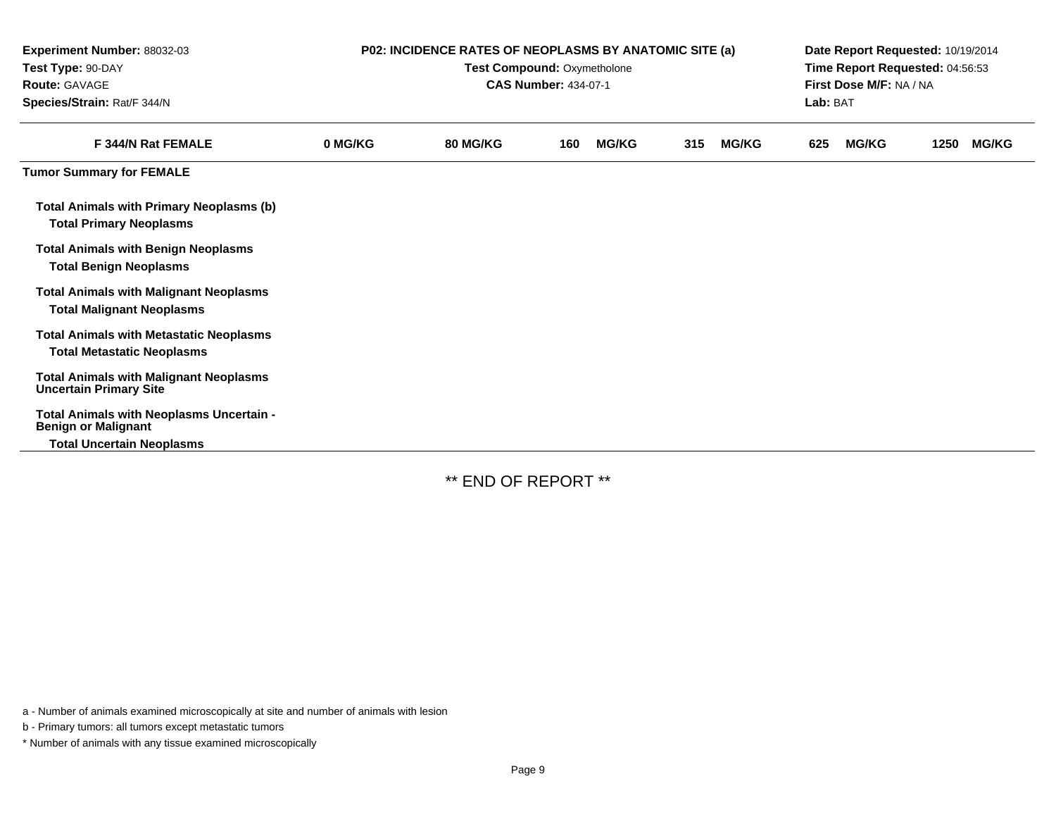**Experiment Number:** 88032-03
**Test Type:** 90-DAY
**Route:** GAVAGE
**Species/Strain:** Rat/F 344/N

**P02: INCIDENCE RATES OF NEOPLASMS BY ANATOMIC SITE (a)**
**Test Compound:** Oxymetholone
**CAS Number:** 434-07-1

**Date Report Requested:** 10/19/2014
**Time Report Requested:** 04:56:53
**First Dose M/F:** NA / NA
**Lab:** BAT

| F 344/N Rat FEMALE | 0 MG/KG | 80 MG/KG | 160 MG/KG | 315 MG/KG | 625 MG/KG | 1250 MG/KG |
|---|---|---|---|---|---|---|
| **Tumor Summary for FEMALE** | | | | | | |
| **Total Animals with Primary Neoplasms (b)** | | | | | | |
| **Total Primary Neoplasms** | | | | | | |
| **Total Animals with Benign Neoplasms** | | | | | | |
| **Total Benign Neoplasms** | | | | | | |
| **Total Animals with Malignant Neoplasms** | | | | | | |
| **Total Malignant Neoplasms** | | | | | | |
| **Total Animals with Metastatic Neoplasms** | | | | | | |
| **Total Metastatic Neoplasms** | | | | | | |
| **Total Animals with Malignant Neoplasms Uncertain Primary Site** | | | | | | |
| **Total Animals with Neoplasms Uncertain - Benign or Malignant** | | | | | | |
| **Total Uncertain Neoplasms** | | | | | | |

** END OF REPORT **

a - Number of animals examined microscopically at site and number of animals with lesion

b - Primary tumors: all tumors except metastatic tumors

* Number of animals with any tissue examined microscopically